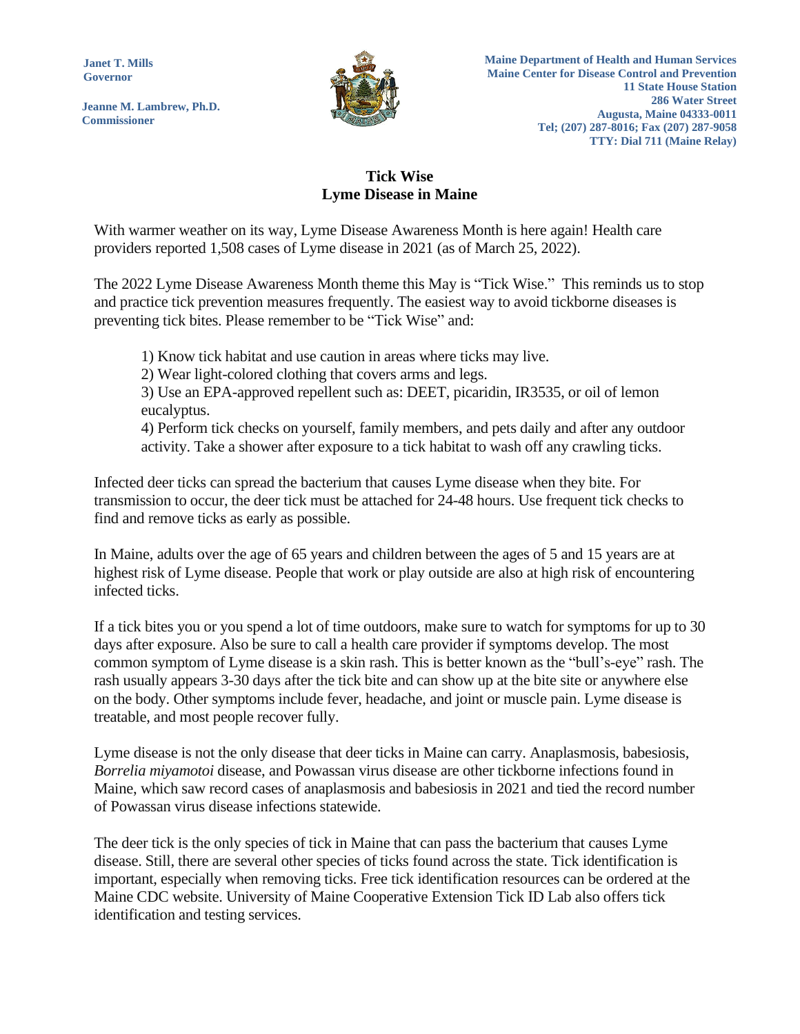**Janet T. Mills**
**Governor**

**Jeanne M. Lambrew, Ph.D.**
**Commissioner**

**Maine Department of Health and Human Services**
**Maine Center for Disease Control and Prevention**
**11 State House Station**
**286 Water Street**
**Augusta, Maine 04333-0011**
**Tel; (207) 287-8016; Fax (207) 287-9058**
**TTY: Dial 711 (Maine Relay)**

# Tick Wise
# Lyme Disease in Maine

With warmer weather on its way, Lyme Disease Awareness Month is here again! Health care providers reported 1,508 cases of Lyme disease in 2021 (as of March 25, 2022).

The 2022 Lyme Disease Awareness Month theme this May is "Tick Wise." This reminds us to stop and practice tick prevention measures frequently. The easiest way to avoid tickborne diseases is preventing tick bites. Please remember to be "Tick Wise" and:

1) Know tick habitat and use caution in areas where ticks may live.
2) Wear light-colored clothing that covers arms and legs.
3) Use an EPA-approved repellent such as: DEET, picaridin, IR3535, or oil of lemon eucalyptus.
4) Perform tick checks on yourself, family members, and pets daily and after any outdoor activity. Take a shower after exposure to a tick habitat to wash off any crawling ticks.

Infected deer ticks can spread the bacterium that causes Lyme disease when they bite. For transmission to occur, the deer tick must be attached for 24-48 hours. Use frequent tick checks to find and remove ticks as early as possible.

In Maine, adults over the age of 65 years and children between the ages of 5 and 15 years are at highest risk of Lyme disease. People that work or play outside are also at high risk of encountering infected ticks.

If a tick bites you or you spend a lot of time outdoors, make sure to watch for symptoms for up to 30 days after exposure. Also be sure to call a health care provider if symptoms develop. The most common symptom of Lyme disease is a skin rash. This is better known as the "bull's-eye" rash. The rash usually appears 3-30 days after the tick bite and can show up at the bite site or anywhere else on the body. Other symptoms include fever, headache, and joint or muscle pain. Lyme disease is treatable, and most people recover fully.

Lyme disease is not the only disease that deer ticks in Maine can carry. Anaplasmosis, babesiosis, *Borrelia miyamotoi* disease, and Powassan virus disease are other tickborne infections found in Maine, which saw record cases of anaplasmosis and babesiosis in 2021 and tied the record number of Powassan virus disease infections statewide.

The deer tick is the only species of tick in Maine that can pass the bacterium that causes Lyme disease. Still, there are several other species of ticks found across the state. Tick identification is important, especially when removing ticks. Free tick identification resources can be ordered at the Maine CDC website. University of Maine Cooperative Extension Tick ID Lab also offers tick identification and testing services.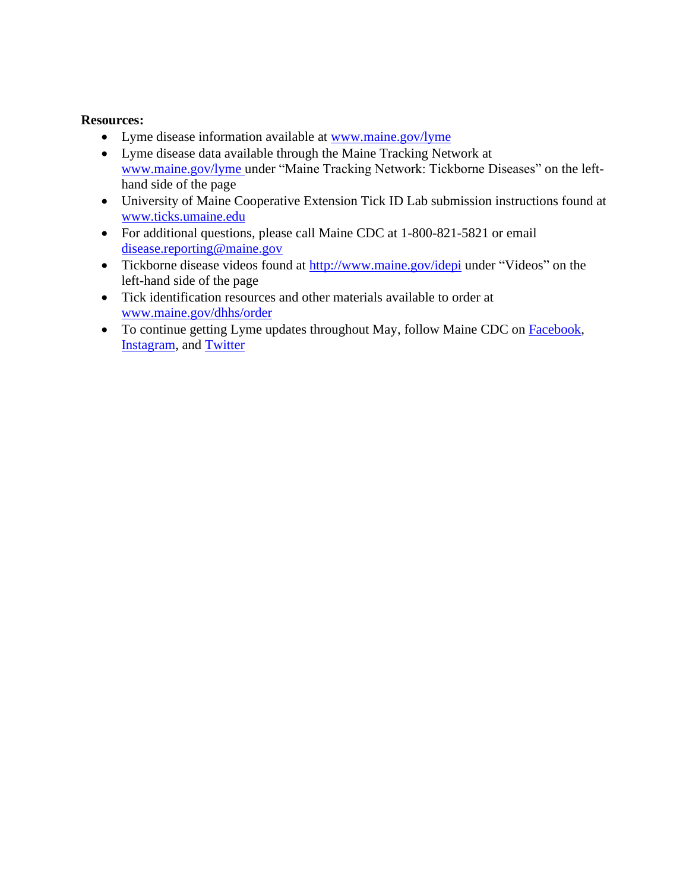**Resources:**

- Lyme disease information available at www.maine.gov/lyme
- Lyme disease data available through the Maine Tracking Network at www.maine.gov/lyme under "Maine Tracking Network: Tickborne Diseases" on the left-hand side of the page
- University of Maine Cooperative Extension Tick ID Lab submission instructions found at www.ticks.umaine.edu
- For additional questions, please call Maine CDC at 1-800-821-5821 or email disease.reporting@maine.gov
- Tickborne disease videos found at http://www.maine.gov/idepi under "Videos" on the left-hand side of the page
- Tick identification resources and other materials available to order at www.maine.gov/dhhs/order
- To continue getting Lyme updates throughout May, follow Maine CDC on Facebook, Instagram, and Twitter